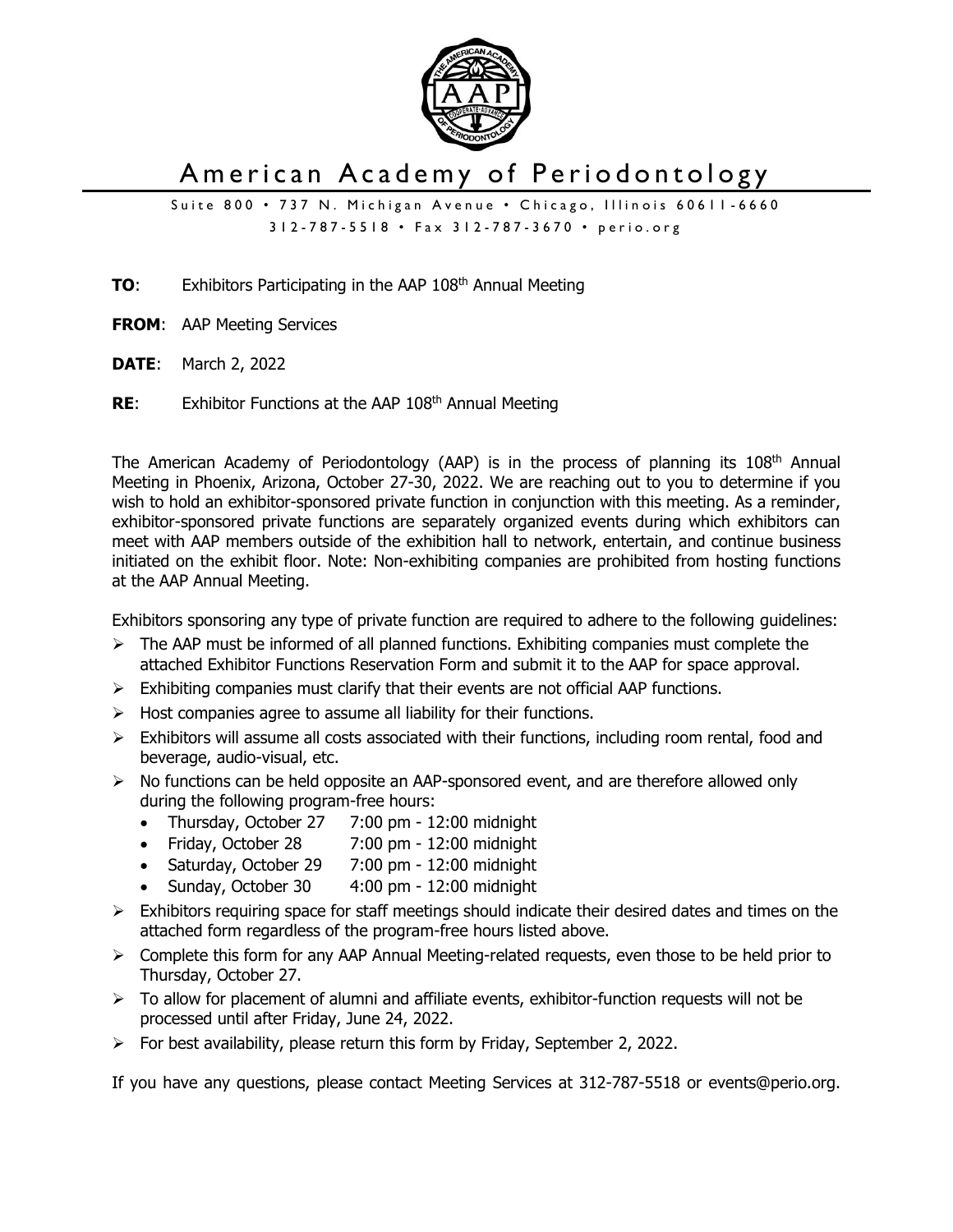# American Academy of Periodontology

Suite 800 • 737 N. Michigan Avenue • Chicago, Illinois 60611-6660
312-787-5518 • Fax 312-787-3670 • perio.org

**TO**: Exhibitors Participating in the AAP 108th Annual Meeting

**FROM**: AAP Meeting Services

**DATE**: March 2, 2022

**RE**: Exhibitor Functions at the AAP 108th Annual Meeting

The American Academy of Periodontology (AAP) is in the process of planning its 108th Annual Meeting in Phoenix, Arizona, October 27-30, 2022. We are reaching out to you to determine if you wish to hold an exhibitor-sponsored private function in conjunction with this meeting. As a reminder, exhibitor-sponsored private functions are separately organized events during which exhibitors can meet with AAP members outside of the exhibition hall to network, entertain, and continue business initiated on the exhibit floor. Note: Non-exhibiting companies are prohibited from hosting functions at the AAP Annual Meeting.

Exhibitors sponsoring any type of private function are required to adhere to the following guidelines:

- The AAP must be informed of all planned functions. Exhibiting companies must complete the attached Exhibitor Functions Reservation Form and submit it to the AAP for space approval.
- Exhibiting companies must clarify that their events are not official AAP functions.
- Host companies agree to assume all liability for their functions.
- Exhibitors will assume all costs associated with their functions, including room rental, food and beverage, audio-visual, etc.
- No functions can be held opposite an AAP-sponsored event, and are therefore allowed only during the following program-free hours:
  - Thursday, October 27 7:00 pm - 12:00 midnight
  - Friday, October 28 7:00 pm - 12:00 midnight
  - Saturday, October 29 7:00 pm - 12:00 midnight
  - Sunday, October 30 4:00 pm - 12:00 midnight
- Exhibitors requiring space for staff meetings should indicate their desired dates and times on the attached form regardless of the program-free hours listed above.
- Complete this form for any AAP Annual Meeting-related requests, even those to be held prior to Thursday, October 27.
- To allow for placement of alumni and affiliate events, exhibitor-function requests will not be processed until after Friday, June 24, 2022.
- For best availability, please return this form by Friday, September 2, 2022.

If you have any questions, please contact Meeting Services at 312-787-5518 or events@perio.org.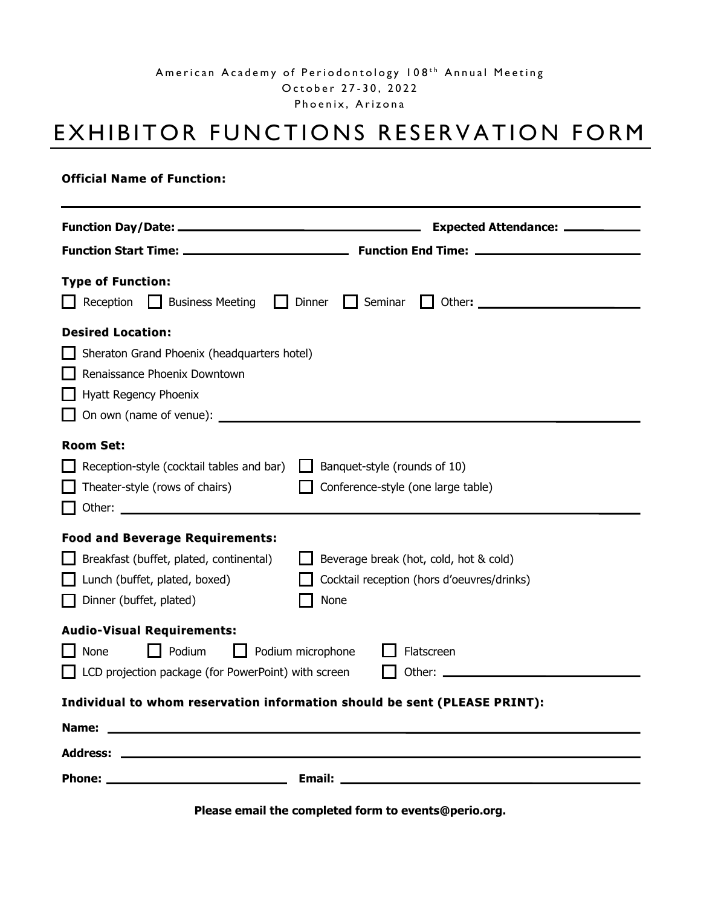American Academy of Periodontology 108th Annual Meeting
October 27-30, 2022
Phoenix, Arizona

# EXHIBITOR FUNCTIONS RESERVATION FORM

**Official Name of Function:** \_\_\_\_\_\_\_\_\_\_\_\_\_\_\_\_\_\_\_\_\_\_\_\_\_\_\_\_\_\_\_\_\_\_\_\_\_\_\_\_

**Function Day/Date:** \_\_\_\_\_\_\_\_\_\_\_\_\_\_\_\_\_\_\_\_ **Expected Attendance:** \_\_\_\_\_\_\_\_

**Function Start Time:** \_\_\_\_\_\_\_\_\_\_\_\_\_\_\_\_\_\_\_\_ **Function End Time:** \_\_\_\_\_\_\_\_\_\_\_\_\_\_\_\_\_\_\_\_

**Type of Function:**

☐ Reception ☐ Business Meeting ☐ Dinner ☐ Seminar ☐ Other: \_\_\_\_\_\_\_\_\_\_\_\_\_\_\_\_\_\_\_\_

**Desired Location:**

☐ Sheraton Grand Phoenix (headquarters hotel)
☐ Renaissance Phoenix Downtown
☐ Hyatt Regency Phoenix
☐ On own (name of venue): \_\_\_\_\_\_\_\_\_\_\_\_\_\_\_\_\_\_\_\_\_\_\_\_\_\_\_\_\_\_\_\_\_\_\_\_\_\_\_\_

**Room Set:**

☐ Reception-style (cocktail tables and bar) ☐ Banquet-style (rounds of 10)
☐ Theater-style (rows of chairs) ☐ Conference-style (one large table)
☐ Other: \_\_\_\_\_\_\_\_\_\_\_\_\_\_\_\_\_\_\_\_\_\_\_\_\_\_\_\_\_\_\_\_\_\_\_\_\_\_\_\_

**Food and Beverage Requirements:**

☐ Breakfast (buffet, plated, continental) ☐ Beverage break (hot, cold, hot & cold)
☐ Lunch (buffet, plated, boxed) ☐ Cocktail reception (hors d'oeuvres/drinks)
☐ Dinner (buffet, plated) ☐ None

**Audio-Visual Requirements:**

☐ None ☐ Podium ☐ Podium microphone ☐ Flatscreen
☐ LCD projection package (for PowerPoint) with screen ☐ Other: \_\_\_\_\_\_\_\_\_\_\_\_\_\_\_\_\_\_\_\_

**Individual to whom reservation information should be sent (PLEASE PRINT):**

**Name:** \_\_\_\_\_\_\_\_\_\_\_\_\_\_\_\_\_\_\_\_\_\_\_\_\_\_\_\_\_\_\_\_\_\_\_\_\_\_\_\_

**Address:** \_\_\_\_\_\_\_\_\_\_\_\_\_\_\_\_\_\_\_\_\_\_\_\_\_\_\_\_\_\_\_\_\_\_\_\_\_\_\_\_

**Phone:** \_\_\_\_\_\_\_\_\_\_\_\_\_\_\_\_\_\_\_\_ **Email:** \_\_\_\_\_\_\_\_\_\_\_\_\_\_\_\_\_\_\_\_\_\_\_\_\_\_\_\_\_\_

**Please email the completed form to events@perio.org.**